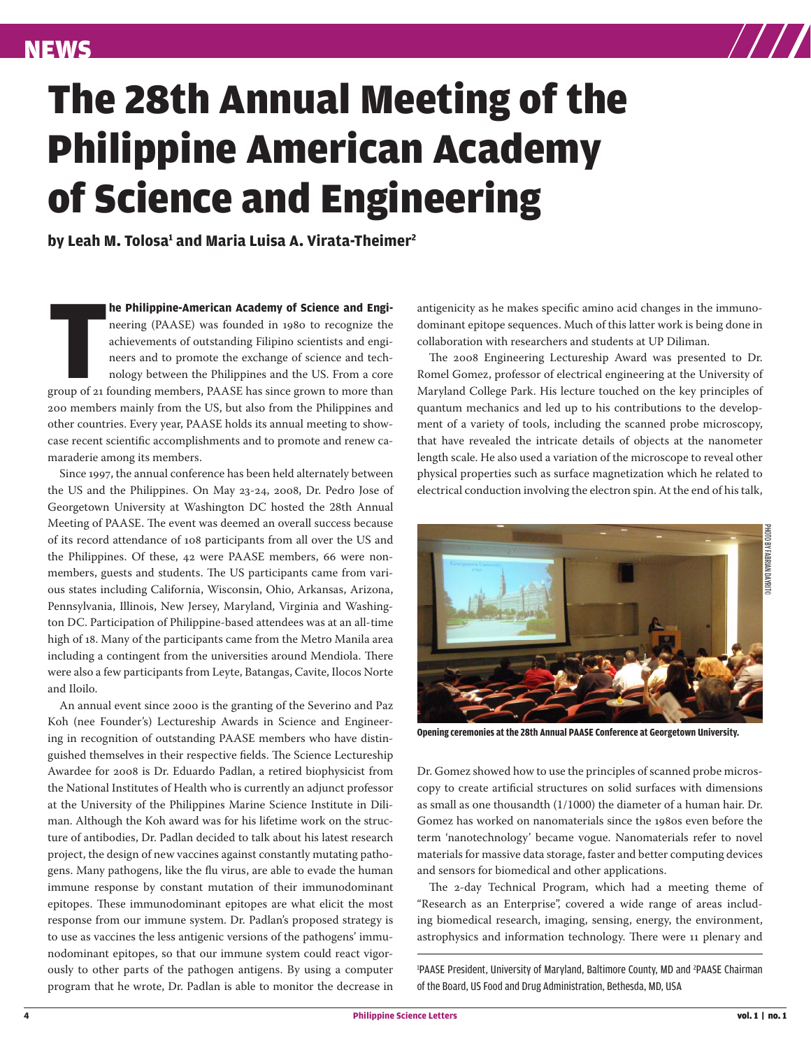# The 28th Annual Meeting of the Philippine American Academy of Science and Engineering

**by Leah M. Tolosa[1] and Maria Luisa A. Virata-Theimer[2]**

**The Philippine-American Academy of Science and Engineering** (PAASE) was founded in 1980 to recognize the achievements of outstanding Filipino scientists and engineers and to promote the exchange of science and technology between the Philippines and the US. From a core group of 21 founding members, PAASE has since grown to more than 200 members mainly from the US, but also from the Philippines and other countries. Every year, PAASE holds its annual meeting to showcase recent scientific accomplishments and to promote and renew camaraderie among its members.

Since 1997, the annual conference has been held alternately between the US and the Philippines. On May 23-24, 2008, Dr. Pedro Jose of Georgetown University at Washington DC hosted the 28th Annual Meeting of PAASE. The event was deemed an overall success because of its record attendance of 108 participants from all over the US and the Philippines. Of these, 42 were PAASE members, 66 were non-members, guests and students. The US participants came from various states including California, Wisconsin, Ohio, Arkansas, Arizona, Pennsylvania, Illinois, New Jersey, Maryland, Virginia and Washington DC. Participation of Philippine-based attendees was at an all-time high of 18. Many of the participants came from the Metro Manila area including a contingent from the universities around Mendiola. There were also a few participants from Leyte, Batangas, Cavite, Ilocos Norte and Iloilo.

An annual event since 2000 is the granting of the Severino and Paz Koh (nee Founder's) Lectureship Awards in Science and Engineering in recognition of outstanding PAASE members who have distinguished themselves in their respective fields. The Science Lectureship Awardee for 2008 is Dr. Eduardo Padlan, a retired biophysicist from the National Institutes of Health who is currently an adjunct professor at the University of the Philippines Marine Science Institute in Diliman. Although the Koh award was for his lifetime work on the structure of antibodies, Dr. Padlan decided to talk about his latest research project, the design of new vaccines against constantly mutating pathogens. Many pathogens, like the flu virus, are able to evade the human immune response by constant mutation of their immunodominant epitopes. These immunodominant epitopes are what elicit the most response from our immune system. Dr. Padlan's proposed strategy is to use as vaccines the less antigenic versions of the pathogens' immunodominant epitopes, so that our immune system could react vigorously to other parts of the pathogen antigens. By using a computer program that he wrote, Dr. Padlan is able to monitor the decrease in antigenicity as he makes specific amino acid changes in the immunodominant epitope sequences. Much of this latter work is being done in collaboration with researchers and students at UP Diliman.

The 2008 Engineering Lectureship Award was presented to Dr. Romel Gomez, professor of electrical engineering at the University of Maryland College Park. His lecture touched on the key principles of quantum mechanics and led up to his contributions to the development of a variety of tools, including the scanned probe microscopy, that have revealed the intricate details of objects at the nanometer length scale. He also used a variation of the microscope to reveal other physical properties such as surface magnetization which he related to electrical conduction involving the electron spin. At the end of his talk, Dr. Gomez showed how to use the principles of scanned probe microscopy to create artificial structures on solid surfaces with dimensions as small as one thousandth (1/1000) the diameter of a human hair. Dr. Gomez has worked on nanomaterials since the 1980s even before the term 'nanotechnology' became vogue. Nanomaterials refer to novel materials for massive data storage, faster and better computing devices and sensors for biomedical and other applications.

PHOTO BY FABRIAN DAYRIT©

**Opening ceremonies at the 28th Annual PAASE Conference at Georgetown University.**

The 2-day Technical Program, which had a meeting theme of "Research as an Enterprise", covered a wide range of areas including biomedical research, imaging, sensing, energy, the environment, astrophysics and information technology. There were 11 plenary and

[1] PAASE President, University of Maryland, Baltimore County, MD and [2] PAASE Chairman of the Board, US Food and Drug Administration, Bethesda, MD, USA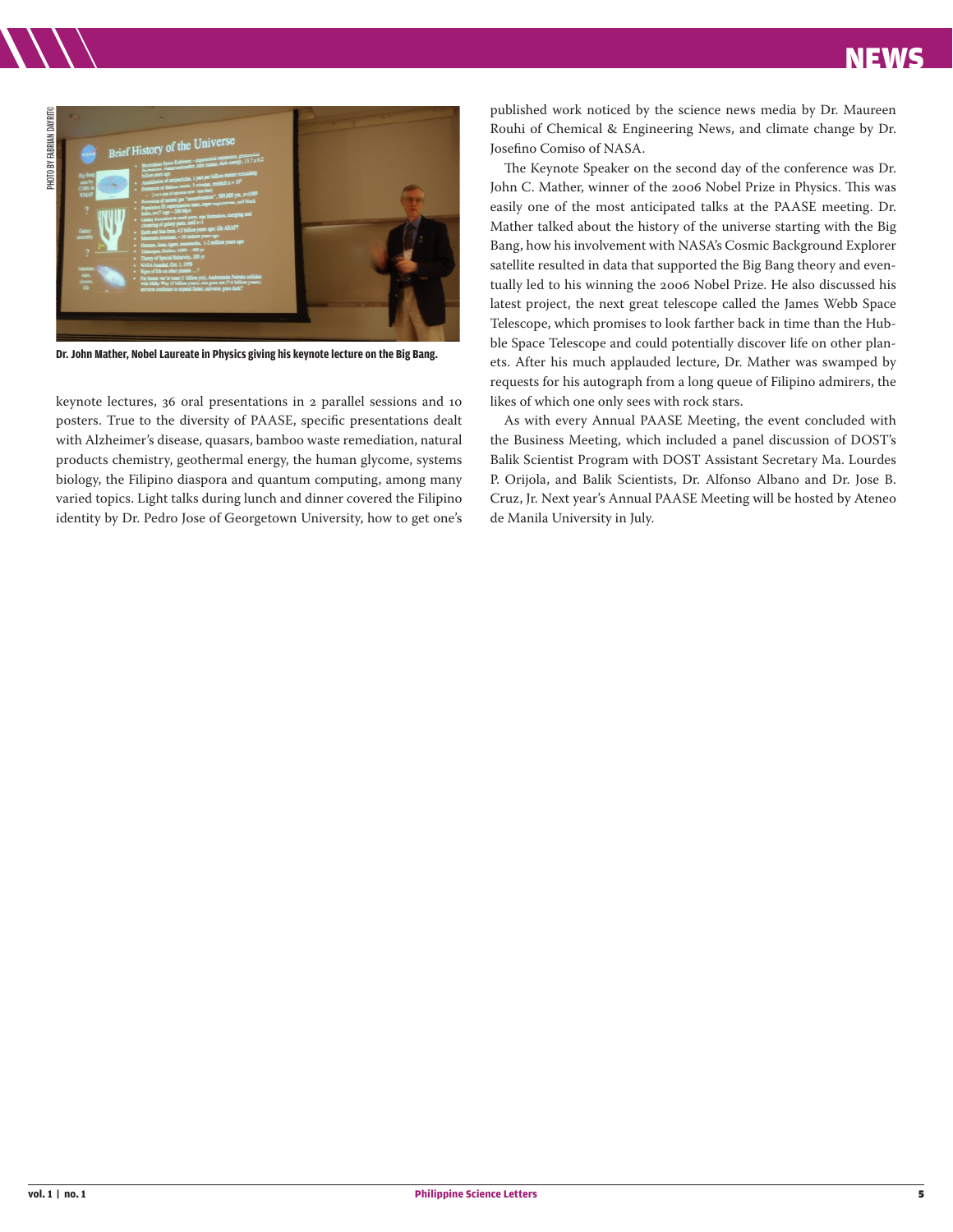Dr. John Mather, Nobel Laureate in Physics giving his keynote lecture on the Big Bang.

keynote lectures, 36 oral presentations in 2 parallel sessions and 10 posters. True to the diversity of PAASE, specific presentations dealt with Alzheimer's disease, quasars, bamboo waste remediation, natural products chemistry, geothermal energy, the human glycome, systems biology, the Filipino diaspora and quantum computing, among many varied topics. Light talks during lunch and dinner covered the Filipino identity by Dr. Pedro Jose of Georgetown University, how to get one's published work noticed by the science news media by Dr. Maureen Rouhi of Chemical & Engineering News, and climate change by Dr. Josefino Comiso of NASA.

The Keynote Speaker on the second day of the conference was Dr. John C. Mather, winner of the 2006 Nobel Prize in Physics. This was easily one of the most anticipated talks at the PAASE meeting. Dr. Mather talked about the history of the universe starting with the Big Bang, how his involvement with NASA's Cosmic Background Explorer satellite resulted in data that supported the Big Bang theory and eventually led to his winning the 2006 Nobel Prize. He also discussed his latest project, the next great telescope called the James Webb Space Telescope, which promises to look farther back in time than the Hubble Space Telescope and could potentially discover life on other planets. After his much applauded lecture, Dr. Mather was swamped by requests for his autograph from a long queue of Filipino admirers, the likes of which one only sees with rock stars.

As with every Annual PAASE Meeting, the event concluded with the Business Meeting, which included a panel discussion of DOST's Balik Scientist Program with DOST Assistant Secretary Ma. Lourdes P. Orijola, and Balik Scientists, Dr. Alfonso Albano and Dr. Jose B. Cruz, Jr. Next year's Annual PAASE Meeting will be hosted by Ateneo de Manila University in July.